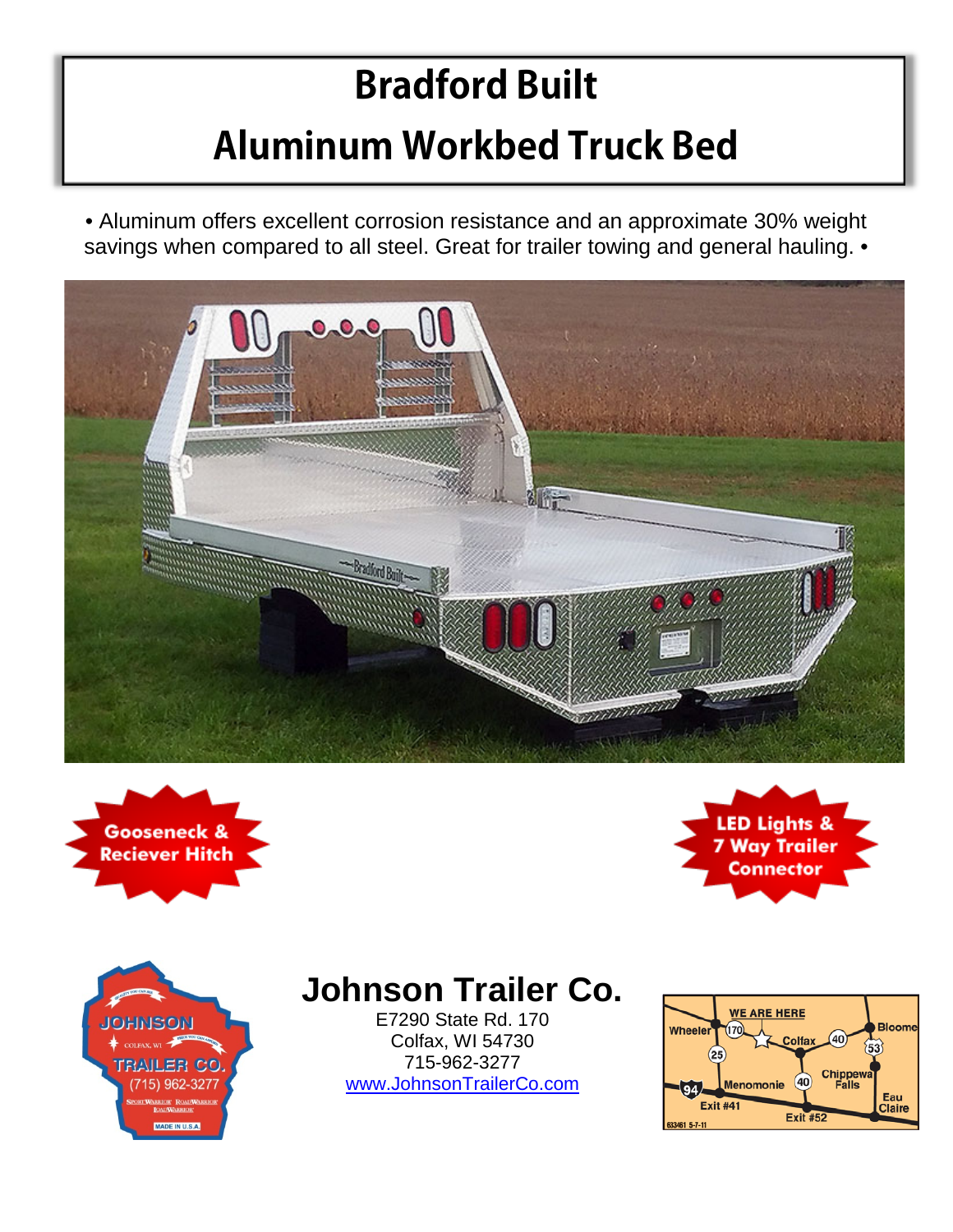# Bradford Built

# Aluminum Workbed Truck Bed

• Aluminum offers excellent corrosion resistance and an approximate 30% weight savings when compared to all steel. Great for trailer towing and general hauling. •

Gooseneck & Reciever Hitch

LED Lights & 7 Way Trailer Connector

## Johnson Trailer Co.

E7290 State Rd. 170
Colfax, WI 54730
715-962-3277
www.JohnsonTrailerCo.com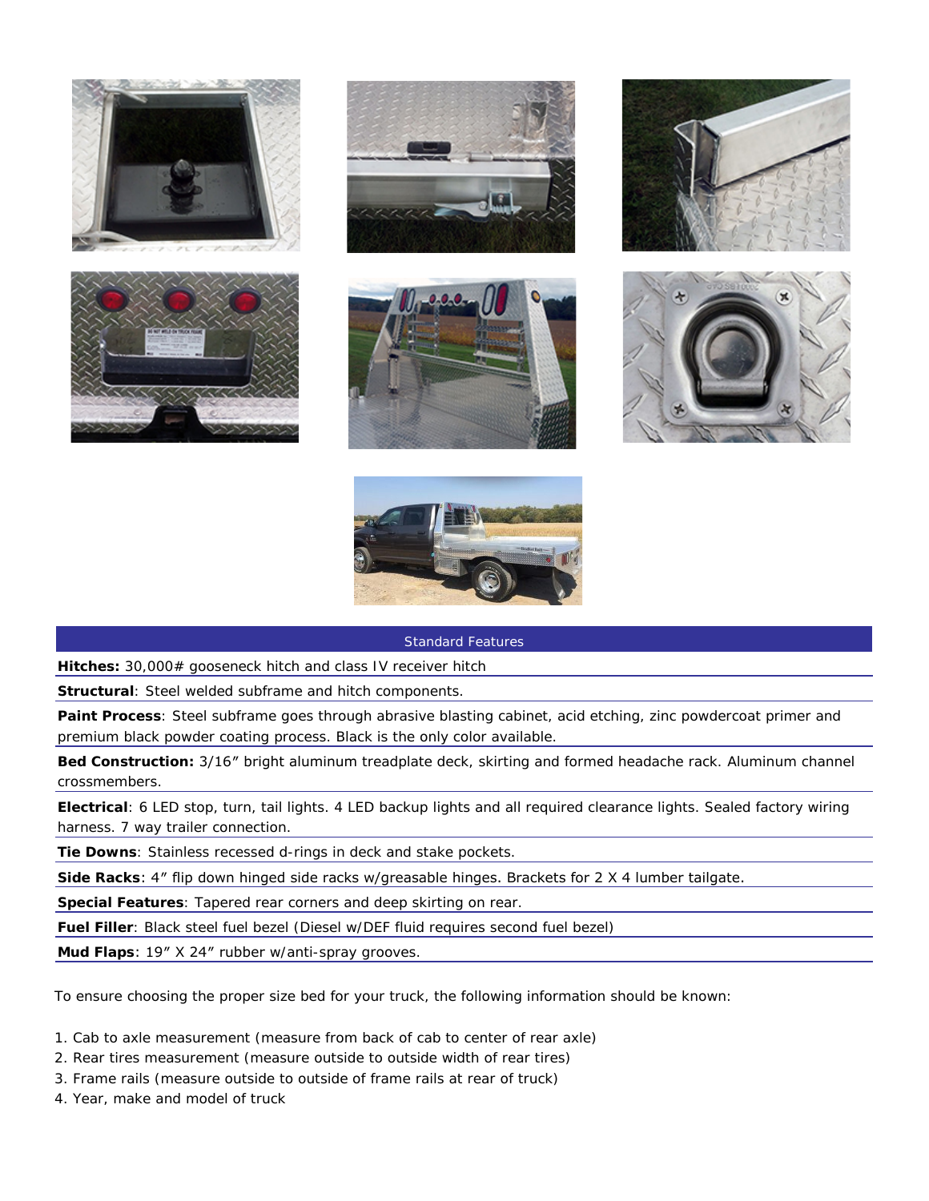## Standard Features

**Hitches:** 30,000# gooseneck hitch and class IV receiver hitch

**Structural**: Steel welded subframe and hitch components.

**Paint Process**: Steel subframe goes through abrasive blasting cabinet, acid etching, zinc powdercoat primer and premium black powder coating process. Black is the only color available.

**Bed Construction:** 3/16" bright aluminum treadplate deck, skirting and formed headache rack. Aluminum channel crossmembers.

**Electrical**: 6 LED stop, turn, tail lights. 4 LED backup lights and all required clearance lights. Sealed factory wiring harness. 7 way trailer connection.

**Tie Downs**: Stainless recessed d-rings in deck and stake pockets.

**Side Racks**: 4" flip down hinged side racks w/greasable hinges. Brackets for 2 X 4 lumber tailgate.

**Special Features**: Tapered rear corners and deep skirting on rear.

**Fuel Filler**: Black steel fuel bezel (Diesel w/DEF fluid requires second fuel bezel)

**Mud Flaps**: 19" X 24" rubber w/anti-spray grooves.

To ensure choosing the proper size bed for your truck, the following information should be known:

1. Cab to axle measurement (measure from back of cab to center of rear axle)
2. Rear tires measurement (measure outside to outside width of rear tires)
3. Frame rails (measure outside to outside of frame rails at rear of truck)
4. Year, make and model of truck